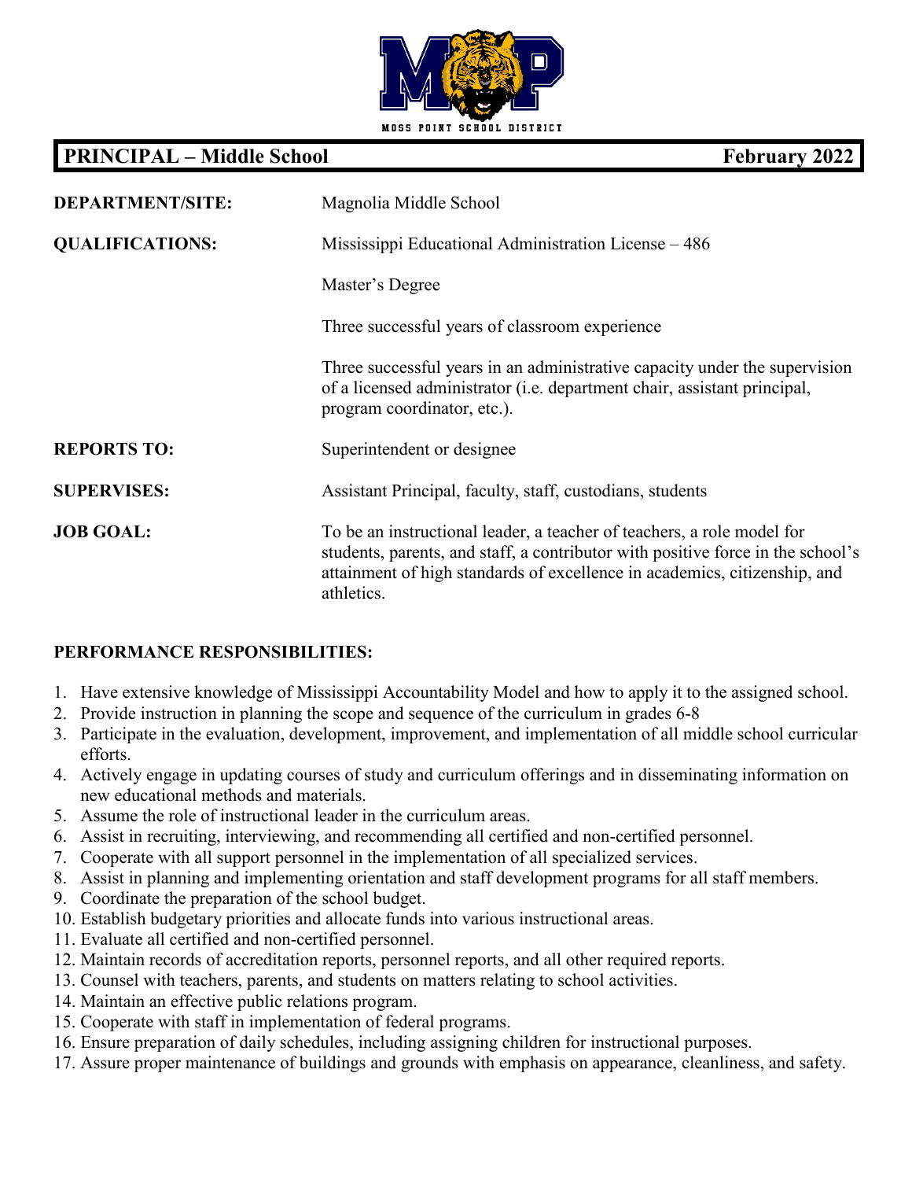MOSS POINT SCHOOL DISTRICT

# PRINCIPAL – Middle School — February 2022

| | |
|---|---|
| **DEPARTMENT/SITE:** | Magnolia Middle School |
| **QUALIFICATIONS:** | Mississippi Educational Administration License – 486 |
| | Master's Degree |
| | Three successful years of classroom experience |
| | Three successful years in an administrative capacity under the supervision of a licensed administrator (i.e. department chair, assistant principal, program coordinator, etc.). |
| **REPORTS TO:** | Superintendent or designee |
| **SUPERVISES:** | Assistant Principal, faculty, staff, custodians, students |
| **JOB GOAL:** | To be an instructional leader, a teacher of teachers, a role model for students, parents, and staff, a contributor with positive force in the school's attainment of high standards of excellence in academics, citizenship, and athletics. |

## PERFORMANCE RESPONSIBILITIES:

1. Have extensive knowledge of Mississippi Accountability Model and how to apply it to the assigned school.
2. Provide instruction in planning the scope and sequence of the curriculum in grades 6-8
3. Participate in the evaluation, development, improvement, and implementation of all middle school curricular efforts.
4. Actively engage in updating courses of study and curriculum offerings and in disseminating information on new educational methods and materials.
5. Assume the role of instructional leader in the curriculum areas.
6. Assist in recruiting, interviewing, and recommending all certified and non-certified personnel.
7. Cooperate with all support personnel in the implementation of all specialized services.
8. Assist in planning and implementing orientation and staff development programs for all staff members.
9. Coordinate the preparation of the school budget.
10. Establish budgetary priorities and allocate funds into various instructional areas.
11. Evaluate all certified and non-certified personnel.
12. Maintain records of accreditation reports, personnel reports, and all other required reports.
13. Counsel with teachers, parents, and students on matters relating to school activities.
14. Maintain an effective public relations program.
15. Cooperate with staff in implementation of federal programs.
16. Ensure preparation of daily schedules, including assigning children for instructional purposes.
17. Assure proper maintenance of buildings and grounds with emphasis on appearance, cleanliness, and safety.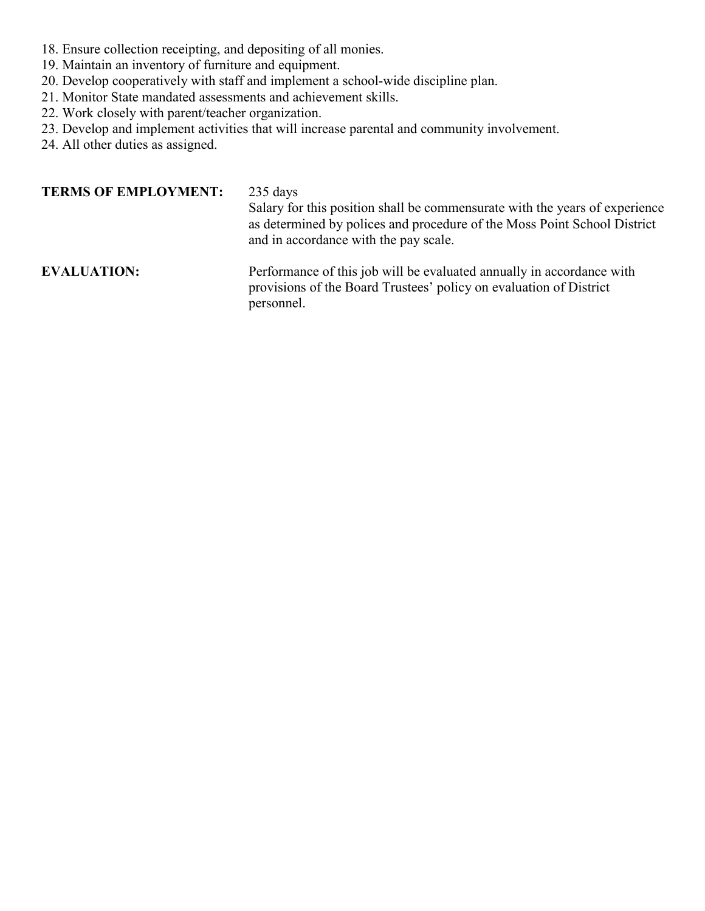18. Ensure collection receipting, and depositing of all monies.
19. Maintain an inventory of furniture and equipment.
20. Develop cooperatively with staff and implement a school-wide discipline plan.
21. Monitor State mandated assessments and achievement skills.
22. Work closely with parent/teacher organization.
23. Develop and implement activities that will increase parental and community involvement.
24. All other duties as assigned.

**TERMS OF EMPLOYMENT:** 235 days

Salary for this position shall be commensurate with the years of experience as determined by polices and procedure of the Moss Point School District and in accordance with the pay scale.

**EVALUATION:** Performance of this job will be evaluated annually in accordance with provisions of the Board Trustees' policy on evaluation of District personnel.